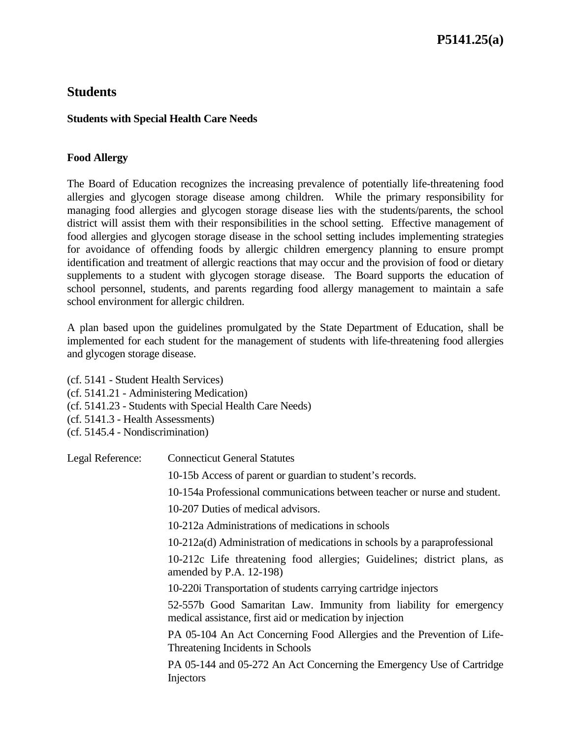P5141.25(a)

# Students

## Students with Special Health Care Needs

### Food Allergy

The Board of Education recognizes the increasing prevalence of potentially life-threatening food allergies and glycogen storage disease among children. While the primary responsibility for managing food allergies and glycogen storage disease lies with the students/parents, the school district will assist them with their responsibilities in the school setting. Effective management of food allergies and glycogen storage disease in the school setting includes implementing strategies for avoidance of offending foods by allergic children emergency planning to ensure prompt identification and treatment of allergic reactions that may occur and the provision of food or dietary supplements to a student with glycogen storage disease. The Board supports the education of school personnel, students, and parents regarding food allergy management to maintain a safe school environment for allergic children.

A plan based upon the guidelines promulgated by the State Department of Education, shall be implemented for each student for the management of students with life-threatening food allergies and glycogen storage disease.

(cf. 5141 - Student Health Services)
(cf. 5141.21 - Administering Medication)
(cf. 5141.23 - Students with Special Health Care Needs)
(cf. 5141.3 - Health Assessments)
(cf. 5145.4 - Nondiscrimination)

Legal Reference: Connecticut General Statutes

10-15b Access of parent or guardian to student's records.

10-154a Professional communications between teacher or nurse and student.

10-207 Duties of medical advisors.

10-212a Administrations of medications in schools

10-212a(d) Administration of medications in schools by a paraprofessional

10-212c Life threatening food allergies; Guidelines; district plans, as amended by P.A. 12-198)

10-220i Transportation of students carrying cartridge injectors

52-557b Good Samaritan Law. Immunity from liability for emergency medical assistance, first aid or medication by injection

PA 05-104 An Act Concerning Food Allergies and the Prevention of Life-Threatening Incidents in Schools

PA 05-144 and 05-272 An Act Concerning the Emergency Use of Cartridge Injectors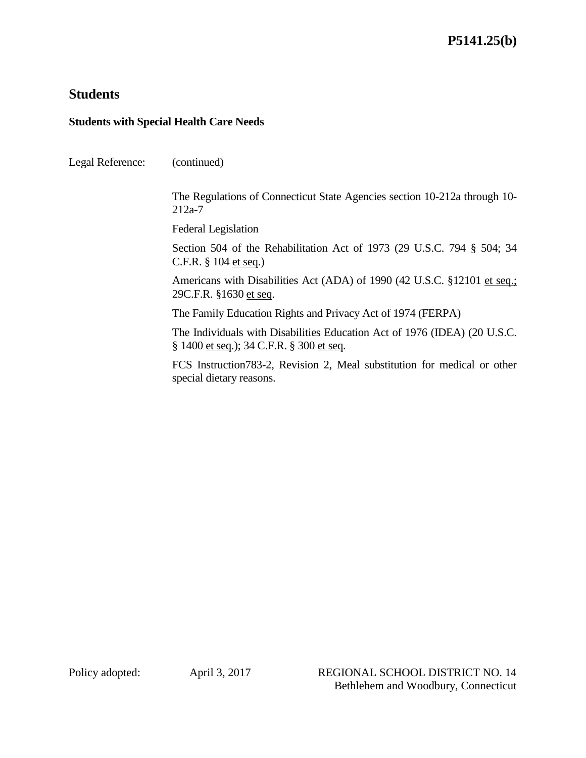## Students

### Students with Special Health Care Needs

Legal Reference: (continued)

The Regulations of Connecticut State Agencies section 10-212a through 10-212a-7

Federal Legislation

Section 504 of the Rehabilitation Act of 1973 (29 U.S.C. 794 § 504; 34 C.F.R. § 104 et seq.)

Americans with Disabilities Act (ADA) of 1990 (42 U.S.C. §12101 et seq.; 29C.F.R. §1630 et seq.

The Family Education Rights and Privacy Act of 1974 (FERPA)

The Individuals with Disabilities Education Act of 1976 (IDEA) (20 U.S.C. § 1400 et seq.); 34 C.F.R. § 300 et seq.

FCS Instruction783-2, Revision 2, Meal substitution for medical or other special dietary reasons.

Policy adopted: April 3, 2017

REGIONAL SCHOOL DISTRICT NO. 14
Bethlehem and Woodbury, Connecticut